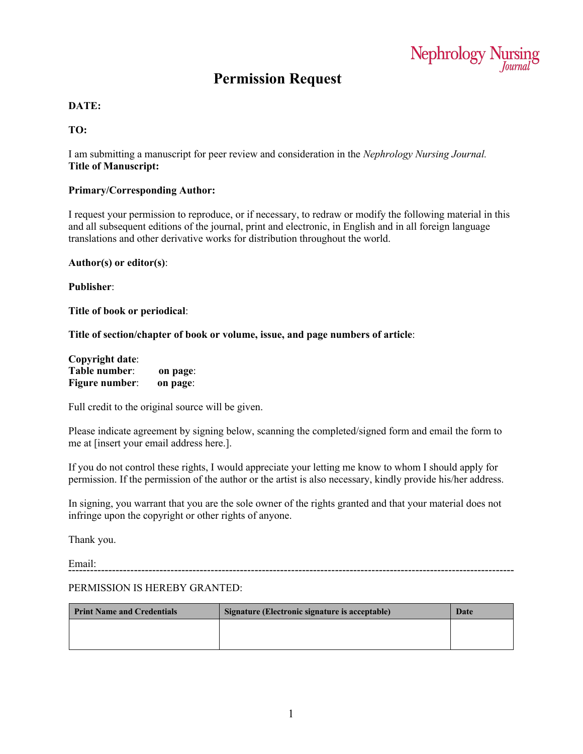Nephrology Nursing *Journal*

# Permission Request

**DATE:**

**TO:**

I am submitting a manuscript for peer review and consideration in the *Nephrology Nursing Journal.*
**Title of Manuscript:**

**Primary/Corresponding Author:**

I request your permission to reproduce, or if necessary, to redraw or modify the following material in this and all subsequent editions of the journal, print and electronic, in English and in all foreign language translations and other derivative works for distribution throughout the world.

**Author(s) or editor(s)**:

**Publisher**:

**Title of book or periodical**:

**Title of section/chapter of book or volume, issue, and page numbers of article**:

**Copyright date**:
**Table number**: **on page**:
**Figure number**: **on page**:

Full credit to the original source will be given.

Please indicate agreement by signing below, scanning the completed/signed form and email the form to me at [insert your email address here.].

If you do not control these rights, I would appreciate your letting me know to whom I should apply for permission. If the permission of the author or the artist is also necessary, kindly provide his/her address.

In signing, you warrant that you are the sole owner of the rights granted and that your material does not infringe upon the copyright or other rights of anyone.

Thank you.

Email:

---

PERMISSION IS HEREBY GRANTED:

| Print Name and Credentials | Signature (Electronic signature is acceptable) | Date |
|---|---|---|
| | | |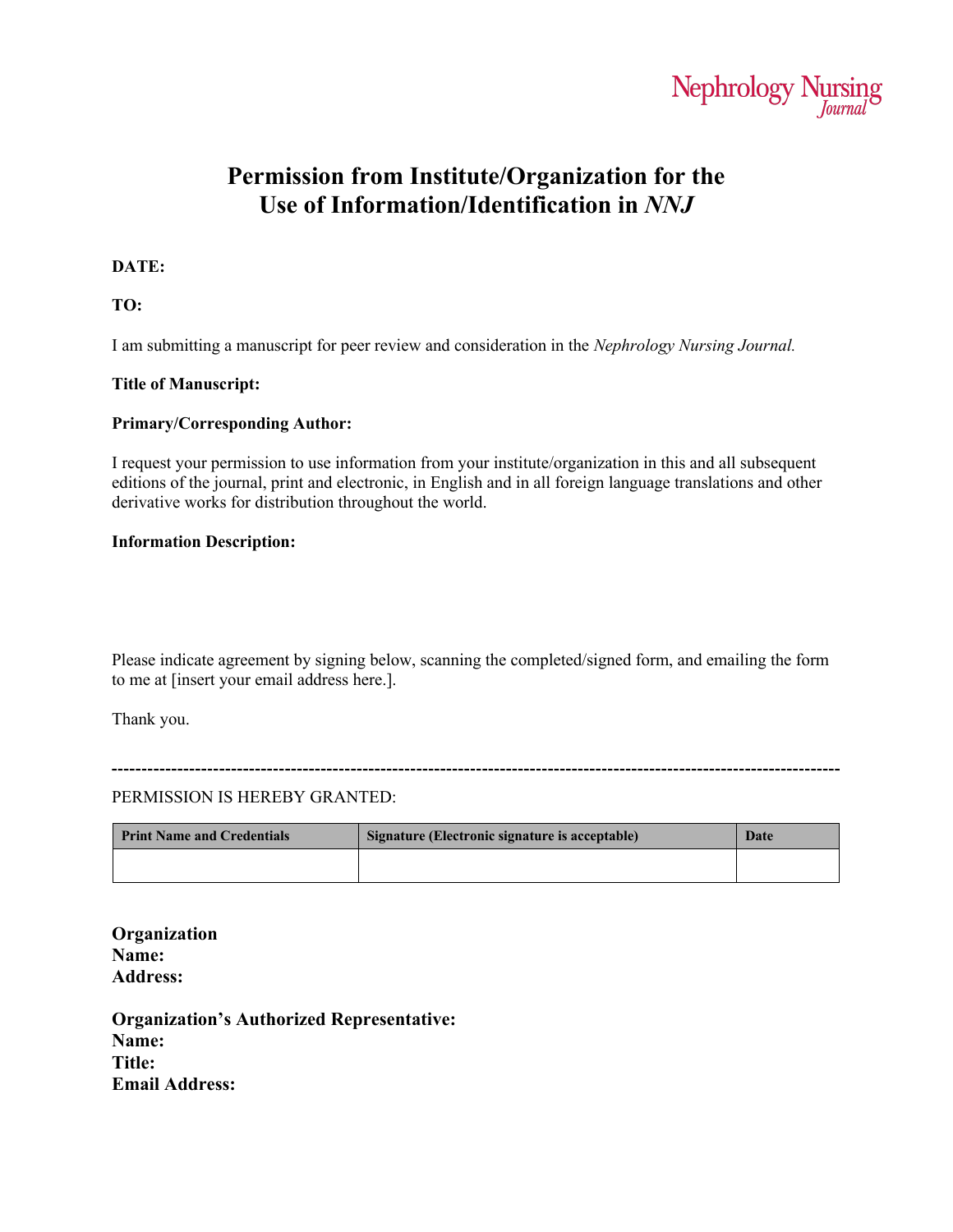# Permission from Institute/Organization for the Use of Information/Identification in *NNJ*

**DATE:**

**TO:**

I am submitting a manuscript for peer review and consideration in the *Nephrology Nursing Journal.*

**Title of Manuscript:**

**Primary/Corresponding Author:**

I request your permission to use information from your institute/organization in this and all subsequent editions of the journal, print and electronic, in English and in all foreign language translations and other derivative works for distribution throughout the world.

**Information Description:**

Please indicate agreement by signing below, scanning the completed/signed form, and emailing the form to me at [insert your email address here.].

Thank you.

---

PERMISSION IS HEREBY GRANTED:

| Print Name and Credentials | Signature (Electronic signature is acceptable) | Date |
|---|---|---|
| | | |

**Organization**
**Name:**
**Address:**

**Organization's Authorized Representative:**
**Name:**
**Title:**
**Email Address:**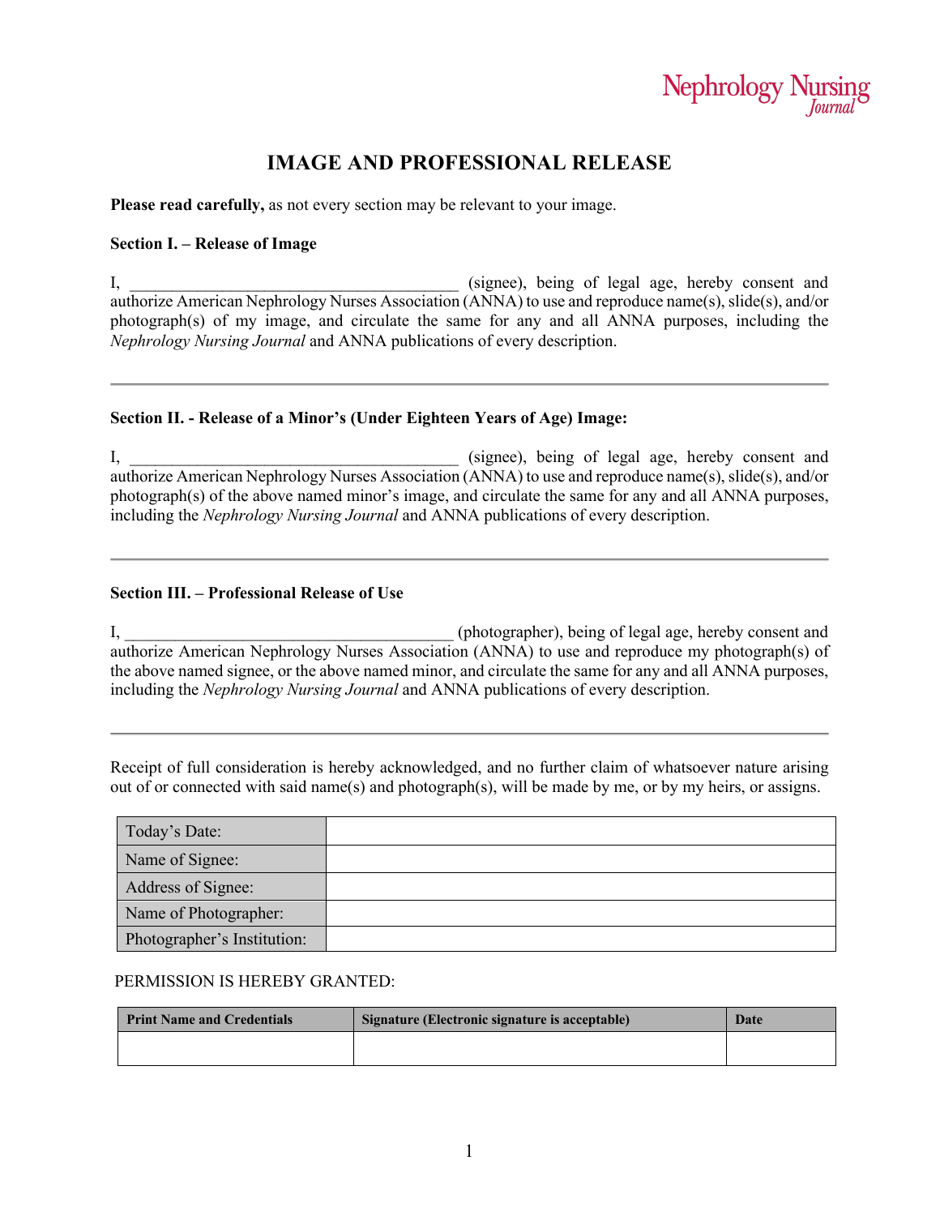Nephrology Nursing *Journal*

# IMAGE AND PROFESSIONAL RELEASE

**Please read carefully,** as not every section may be relevant to your image.

**Section I. – Release of Image**

I, ________________________________________ (signee), being of legal age, hereby consent and authorize American Nephrology Nurses Association (ANNA) to use and reproduce name(s), slide(s), and/or photograph(s) of my image, and circulate the same for any and all ANNA purposes, including the *Nephrology Nursing Journal* and ANNA publications of every description.

---

**Section II. - Release of a Minor's (Under Eighteen Years of Age) Image:**

I, ________________________________________ (signee), being of legal age, hereby consent and authorize American Nephrology Nurses Association (ANNA) to use and reproduce name(s), slide(s), and/or photograph(s) of the above named minor's image, and circulate the same for any and all ANNA purposes, including the *Nephrology Nursing Journal* and ANNA publications of every description.

---

**Section III. – Professional Release of Use**

I, ________________________________________ (photographer), being of legal age, hereby consent and authorize American Nephrology Nurses Association (ANNA) to use and reproduce my photograph(s) of the above named signee, or the above named minor, and circulate the same for any and all ANNA purposes, including the *Nephrology Nursing Journal* and ANNA publications of every description.

---

Receipt of full consideration is hereby acknowledged, and no further claim of whatsoever nature arising out of or connected with said name(s) and photograph(s), will be made by me, or by my heirs, or assigns.

| Today's Date: | |
|---|---|
| Name of Signee: | |
| Address of Signee: | |
| Name of Photographer: | |
| Photographer's Institution: | |

PERMISSION IS HEREBY GRANTED:

| Print Name and Credentials | Signature (Electronic signature is acceptable) | Date |
|---|---|---|
| | | |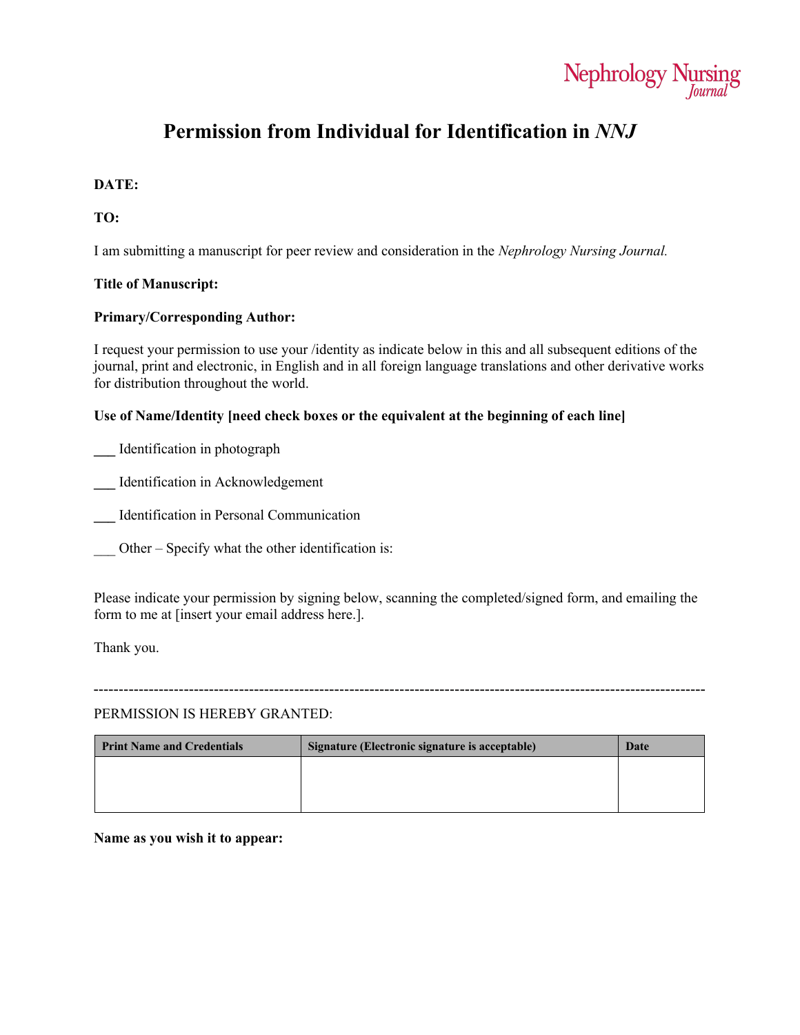Nephrology Nursing *Journal*

# Permission from Individual for Identification in *NNJ*

**DATE:**

**TO:**

I am submitting a manuscript for peer review and consideration in the *Nephrology Nursing Journal.*

**Title of Manuscript:**

**Primary/Corresponding Author:**

I request your permission to use your /identity as indicate below in this and all subsequent editions of the journal, print and electronic, in English and in all foreign language translations and other derivative works for distribution throughout the world.

**Use of Name/Identity [need check boxes or the equivalent at the beginning of each line]**

___ Identification in photograph

___ Identification in Acknowledgement

___ Identification in Personal Communication

___ Other – Specify what the other identification is:

Please indicate your permission by signing below, scanning the completed/signed form, and emailing the form to me at [insert your email address here.].

Thank you.

---

PERMISSION IS HEREBY GRANTED:

| Print Name and Credentials | Signature (Electronic signature is acceptable) | Date |
|---|---|---|
| | | |

**Name as you wish it to appear:**